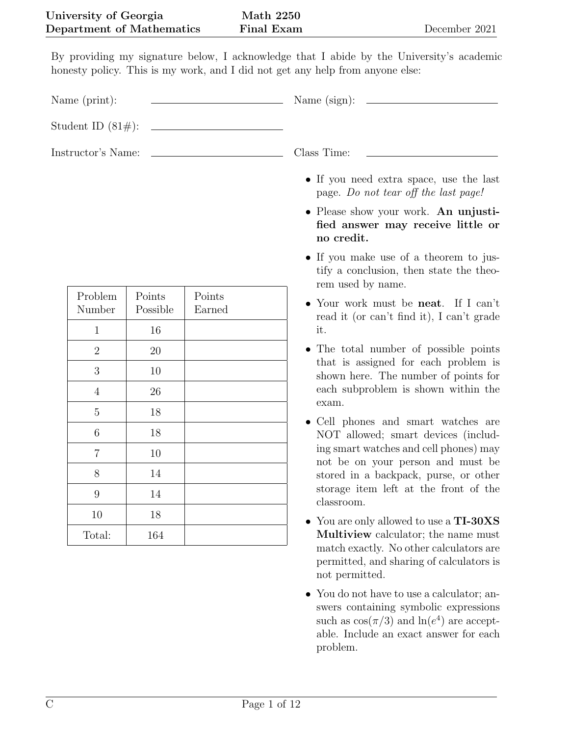**University of Georgia** — **Math 2250** — December 2021

**Department of Mathematics** — **Final Exam**

By providing my signature below, I acknowledge that I abide by the University's academic honesty policy. This is my work, and I did not get any help from anyone else:

Name (print): ____________________ Name (sign): ____________________

Student ID (81#): ____________________

Instructor's Name: ____________________ Class Time: ____________________

| Problem Number | Points Possible | Points Earned |
|---|---|---|
| 1 | 16 | |
| 2 | 20 | |
| 3 | 10 | |
| 4 | 26 | |
| 5 | 18 | |
| 6 | 18 | |
| 7 | 10 | |
| 8 | 14 | |
| 9 | 14 | |
| 10 | 18 | |
| Total: | 164 | |

- If you need extra space, use the last page. *Do not tear off the last page!*
- Please show your work. **An unjustified answer may receive little or no credit.**
- If you make use of a theorem to justify a conclusion, then state the theorem used by name.
- Your work must be **neat**. If I can't read it (or can't find it), I can't grade it.
- The total number of possible points that is assigned for each problem is shown here. The number of points for each subproblem is shown within the exam.
- Cell phones and smart watches are NOT allowed; smart devices (including smart watches and cell phones) may not be on your person and must be stored in a backpack, purse, or other storage item left at the front of the classroom.
- You are only allowed to use a **TI-30XS Multiview** calculator; the name must match exactly. No other calculators are permitted, and sharing of calculators is not permitted.
- You do not have to use a calculator; answers containing symbolic expressions such as $\cos(\pi/3)$ and $\ln(e^4)$ are acceptable. Include an exact answer for each problem.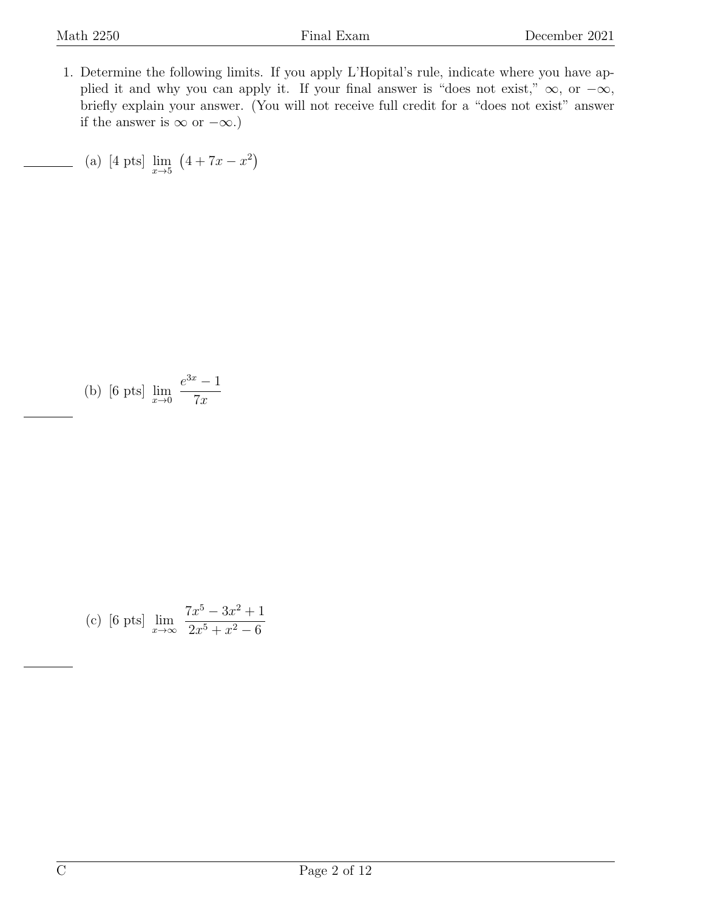1. Determine the following limits. If you apply L'Hopital's rule, indicate where you have applied it and why you can apply it. If your final answer is "does not exist," $\infty$, or $-\infty$, briefly explain your answer. (You will not receive full credit for a "does not exist" answer if the answer is $\infty$ or $-\infty$.)

   (a) [4 pts] $\lim\limits_{x \to 5} \left(4 + 7x - x^2\right)$

   (b) [6 pts] $\lim\limits_{x \to 0} \dfrac{e^{3x} - 1}{7x}$

   (c) [6 pts] $\lim\limits_{x \to \infty} \dfrac{7x^5 - 3x^2 + 1}{2x^5 + x^2 - 6}$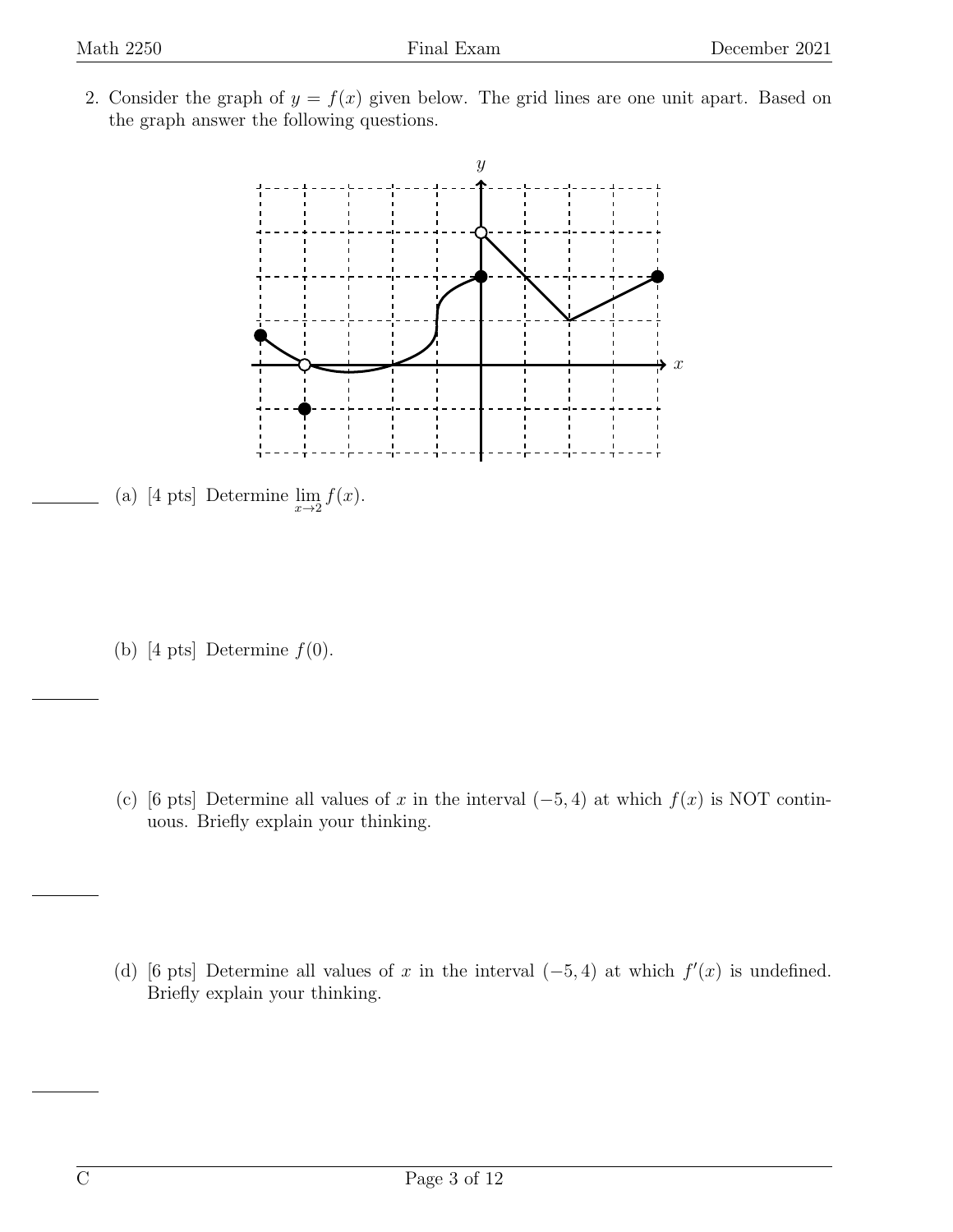2. Consider the graph of $y = f(x)$ given below. The grid lines are one unit apart. Based on the graph answer the following questions.

(a) [4 pts] Determine $\lim_{x \to 2} f(x)$.

(b) [4 pts] Determine $f(0)$.

(c) [6 pts] Determine all values of $x$ in the interval $(-5, 4)$ at which $f(x)$ is NOT continuous. Briefly explain your thinking.

(d) [6 pts] Determine all values of $x$ in the interval $(-5, 4)$ at which $f'(x)$ is undefined. Briefly explain your thinking.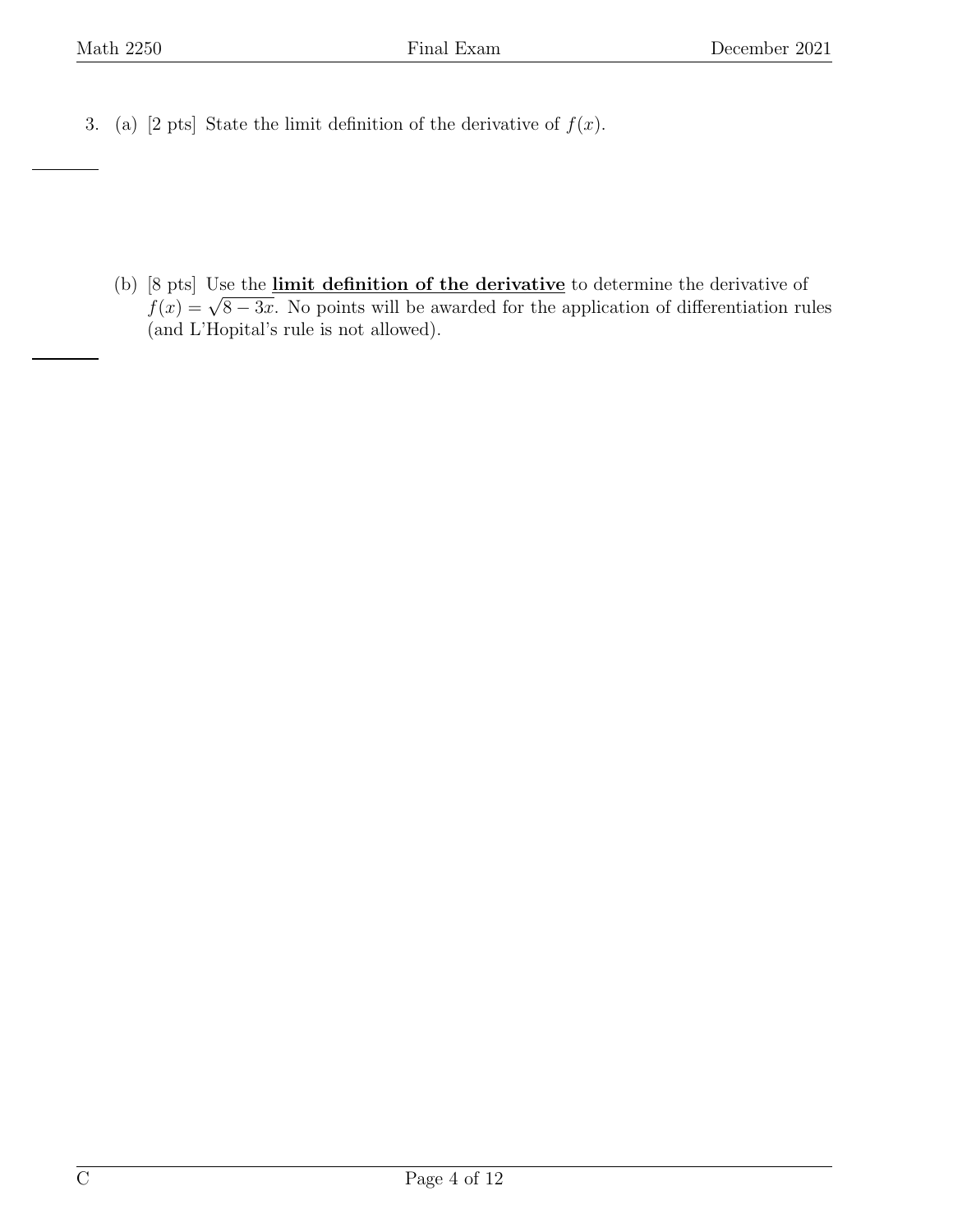3. (a) [2 pts] State the limit definition of the derivative of $f(x)$.

   (b) [8 pts] Use the **limit definition of the derivative** to determine the derivative of $f(x) = \sqrt{8 - 3x}$. No points will be awarded for the application of differentiation rules (and L'Hopital's rule is not allowed).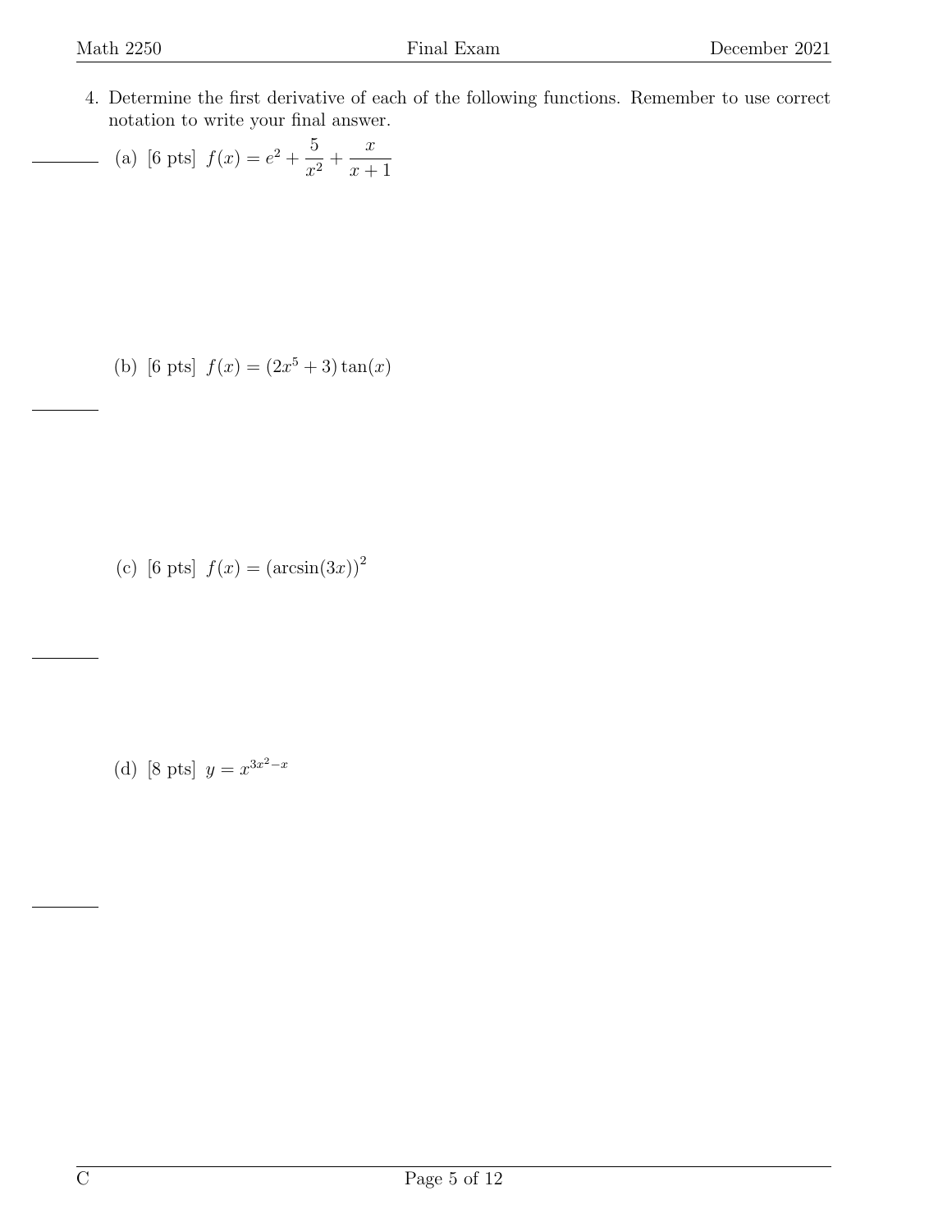4. Determine the first derivative of each of the following functions. Remember to use correct notation to write your final answer.

   (a) [6 pts] $f(x) = e^2 + \dfrac{5}{x^2} + \dfrac{x}{x+1}$

   (b) [6 pts] $f(x) = (2x^5 + 3)\tan(x)$

   (c) [6 pts] $f(x) = (\arcsin(3x))^2$

   (d) [8 pts] $y = x^{3x^2 - x}$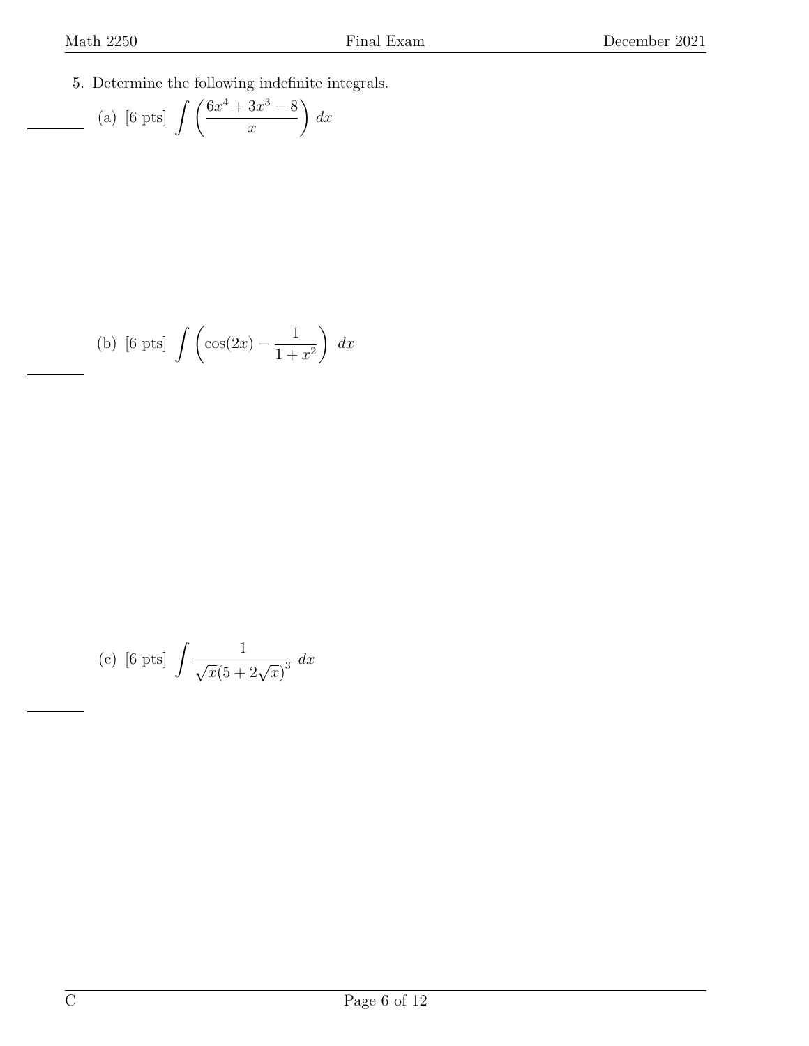5. Determine the following indefinite integrals.

(a) [6 pts] $\displaystyle\int \left(\frac{6x^4 + 3x^3 - 8}{x}\right) dx$

(b) [6 pts] $\displaystyle\int \left(\cos(2x) - \frac{1}{1+x^2}\right)\, dx$

(c) [6 pts] $\displaystyle\int \frac{1}{\sqrt{x}(5 + 2\sqrt{x})^3}\, dx$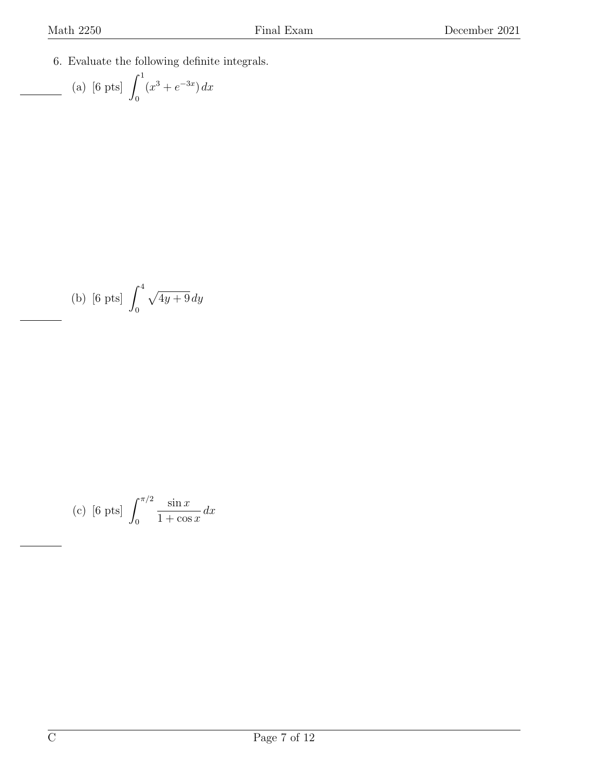6. Evaluate the following definite integrals.

(a) [6 pts] $\displaystyle\int_0^1 (x^3 + e^{-3x})\, dx$

(b) [6 pts] $\displaystyle\int_0^4 \sqrt{4y+9}\, dy$

(c) [6 pts] $\displaystyle\int_0^{\pi/2} \frac{\sin x}{1+\cos x}\, dx$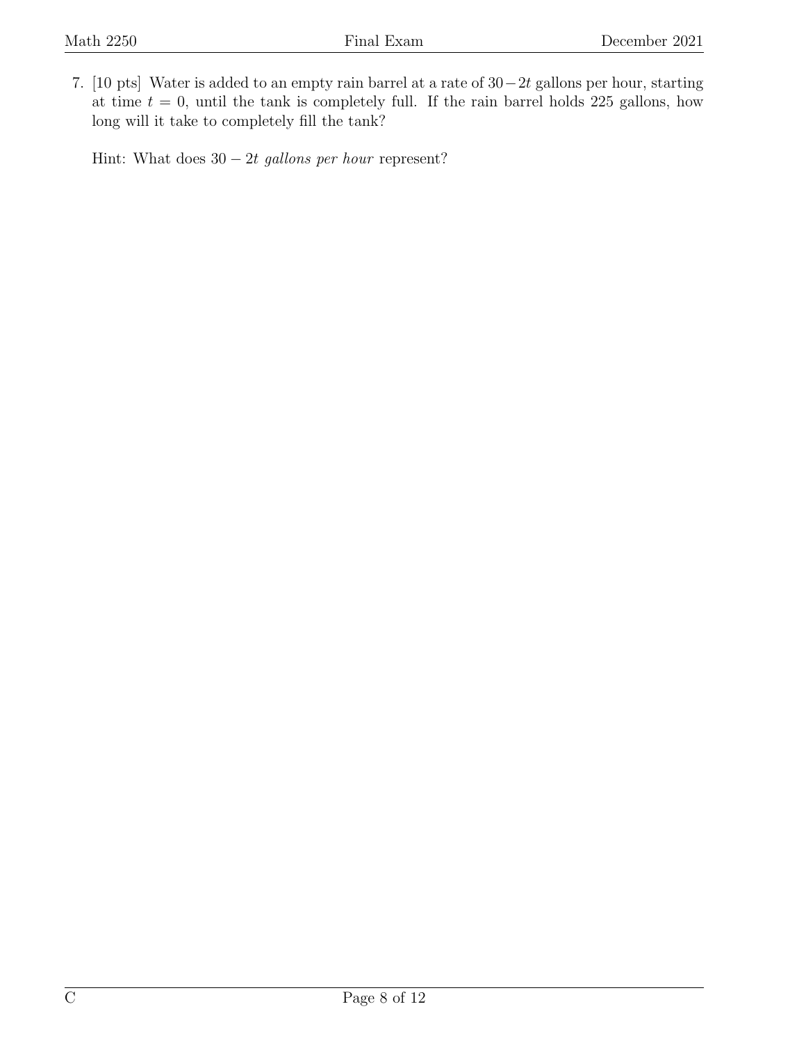7. [10 pts] Water is added to an empty rain barrel at a rate of $30-2t$ gallons per hour, starting at time $t = 0$, until the tank is completely full. If the rain barrel holds 225 gallons, how long will it take to completely fill the tank?

   Hint: What does $30 - 2t$ *gallons per hour* represent?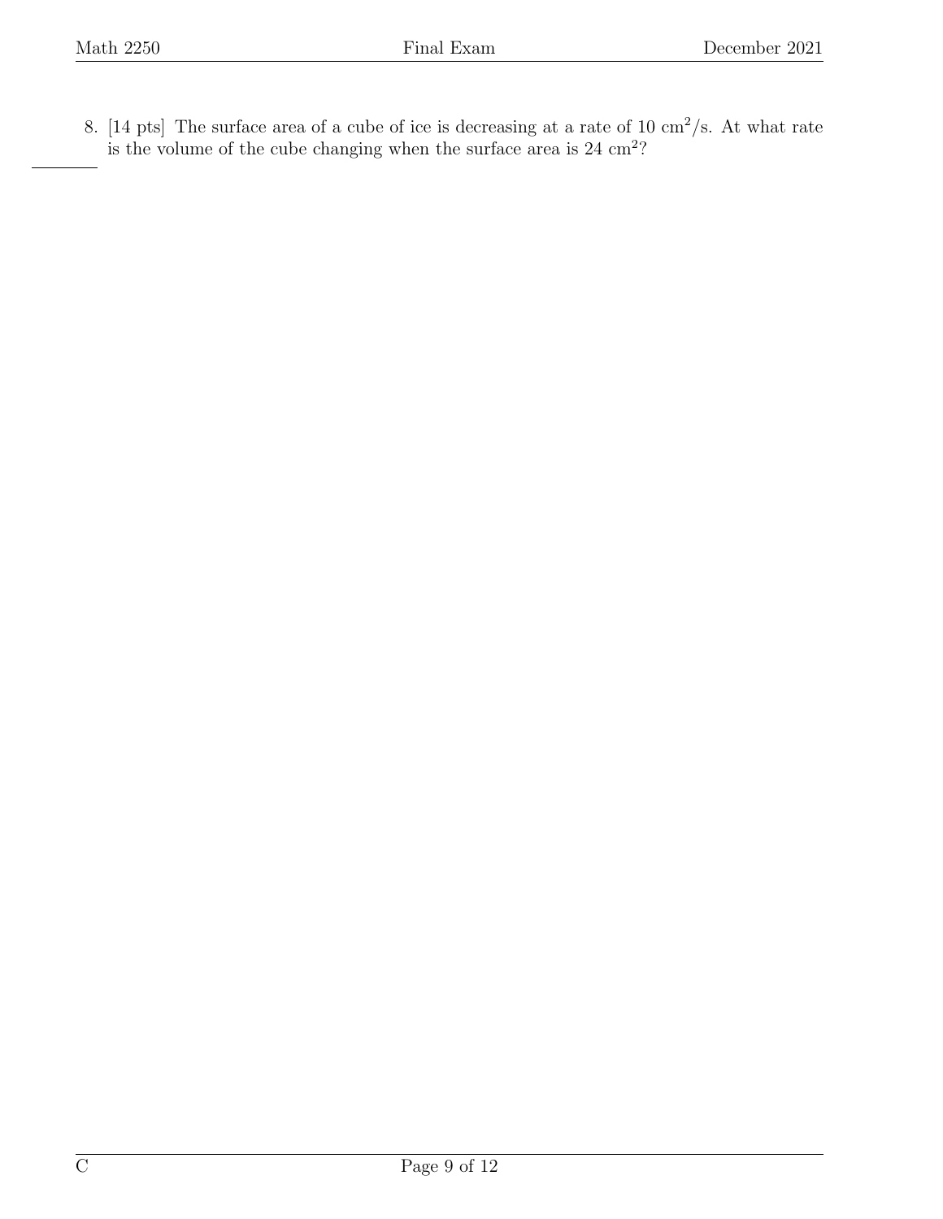8. [14 pts] The surface area of a cube of ice is decreasing at a rate of 10 $\text{cm}^2/\text{s}$. At what rate is the volume of the cube changing when the surface area is 24 $\text{cm}^2$?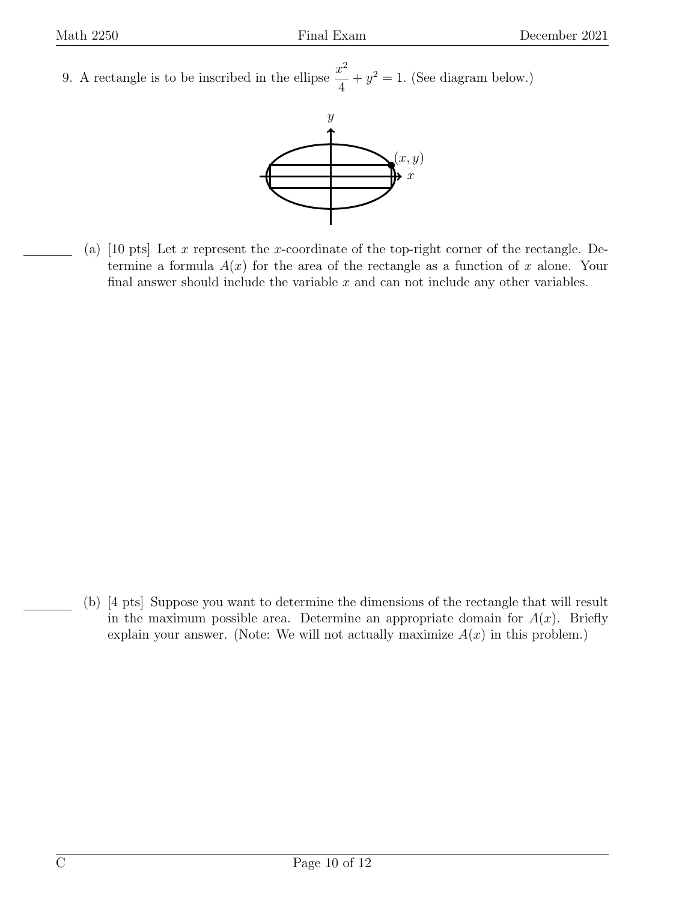9. A rectangle is to be inscribed in the ellipse $\dfrac{x^2}{4} + y^2 = 1$. (See diagram below.)

(a) [10 pts] Let $x$ represent the $x$-coordinate of the top-right corner of the rectangle. Determine a formula $A(x)$ for the area of the rectangle as a function of $x$ alone. Your final answer should include the variable $x$ and can not include any other variables.

(b) [4 pts] Suppose you want to determine the dimensions of the rectangle that will result in the maximum possible area. Determine an appropriate domain for $A(x)$. Briefly explain your answer. (Note: We will not actually maximize $A(x)$ in this problem.)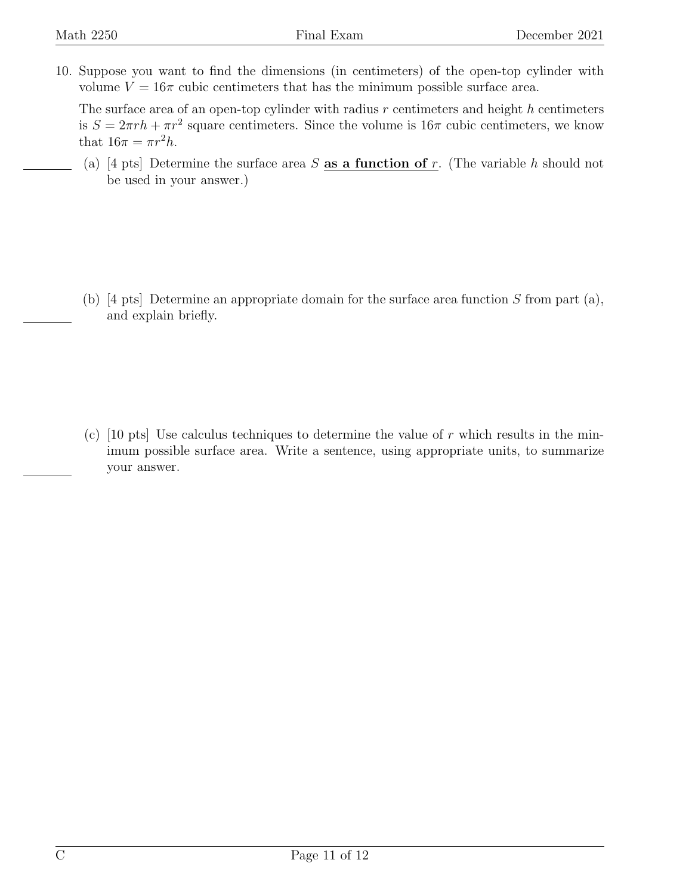10. Suppose you want to find the dimensions (in centimeters) of the open-top cylinder with volume $V = 16\pi$ cubic centimeters that has the minimum possible surface area.

    The surface area of an open-top cylinder with radius $r$ centimeters and height $h$ centimeters is $S = 2\pi rh + \pi r^2$ square centimeters. Since the volume is $16\pi$ cubic centimeters, we know that $16\pi = \pi r^2 h$.

    (a) [4 pts] Determine the surface area $S$ **as a function of $r$**. (The variable $h$ should not be used in your answer.)

    (b) [4 pts] Determine an appropriate domain for the surface area function $S$ from part (a), and explain briefly.

    (c) [10 pts] Use calculus techniques to determine the value of $r$ which results in the minimum possible surface area. Write a sentence, using appropriate units, to summarize your answer.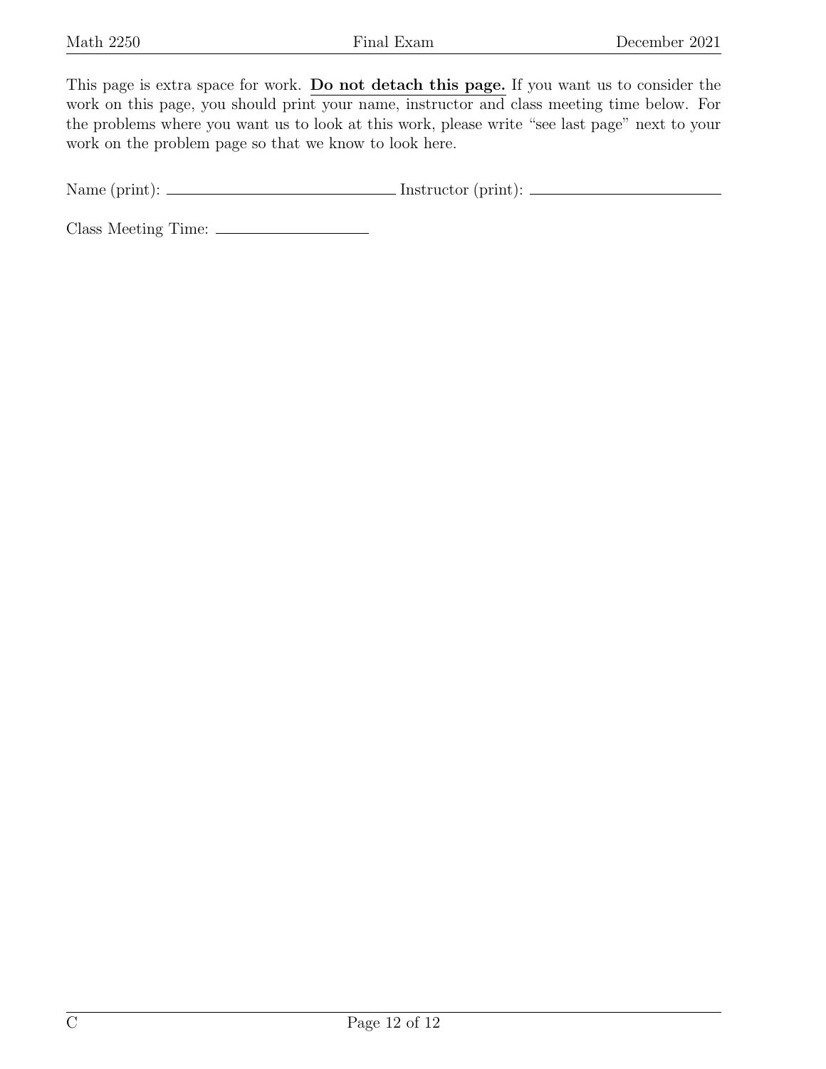This page is extra space for work. **Do not detach this page.** If you want us to consider the work on this page, you should print your name, instructor and class meeting time below. For the problems where you want us to look at this work, please write "see last page" next to your work on the problem page so that we know to look here.

Name (print): ____________________ Instructor (print): ____________________

Class Meeting Time: ______________